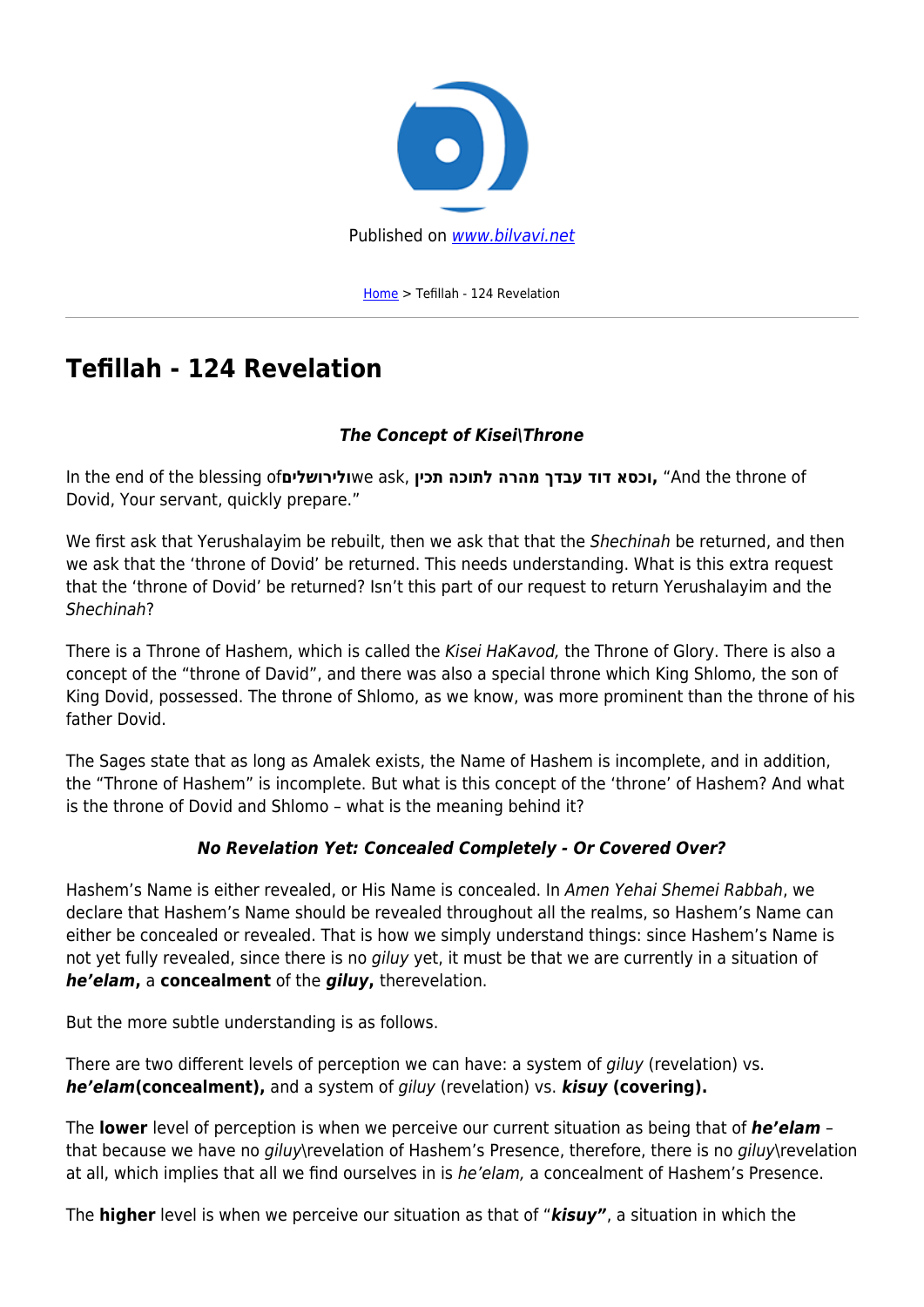Published on www.bilvavi.net

Home > Tefillah - 124 Revelation

# Tefillah - 124 Revelation

### *The Concept of Kisei\Throne*

In the end of the blessing of**ולירושלים**we ask, **וכסא דוד עבדך מהרה לתוכה תכין,** "And the throne of Dovid, Your servant, quickly prepare."

We first ask that Yerushalayim be rebuilt, then we ask that that the *Shechinah* be returned, and then we ask that the 'throne of Dovid' be returned. This needs understanding. What is this extra request that the 'throne of Dovid' be returned? Isn't this part of our request to return Yerushalayim and the *Shechinah*?

There is a Throne of Hashem, which is called the *Kisei HaKavod,* the Throne of Glory. There is also a concept of the "throne of David", and there was also a special throne which King Shlomo, the son of King Dovid, possessed. The throne of Shlomo, as we know, was more prominent than the throne of his father Dovid.

The Sages state that as long as Amalek exists, the Name of Hashem is incomplete, and in addition, the "Throne of Hashem" is incomplete. But what is this concept of the 'throne' of Hashem? And what is the throne of Dovid and Shlomo – what is the meaning behind it?

### *No Revelation Yet: Concealed Completely - Or Covered Over?*

Hashem's Name is either revealed, or His Name is concealed. In *Amen Yehai Shemei Rabbah*, we declare that Hashem's Name should be revealed throughout all the realms, so Hashem's Name can either be concealed or revealed. That is how we simply understand things: since Hashem's Name is not yet fully revealed, since there is no *giluy* yet, it must be that we are currently in a situation of ***he'elam*****,** a **concealment** of the ***giluy*****,** therevelation.

But the more subtle understanding is as follows.

There are two different levels of perception we can have: a system of *giluy* (revelation) vs. ***he'elam*****(concealment),** and a system of *giluy* (revelation) vs. ***kisuy*** **(covering).**

The **lower** level of perception is when we perceive our current situation as being that of ***he'elam*** – that because we have no *giluy*\revelation of Hashem's Presence, therefore, there is no *giluy*\revelation at all, which implies that all we find ourselves in is *he'elam,* a concealment of Hashem's Presence.

The **higher** level is when we perceive our situation as that of "***kisuy"***, a situation in which the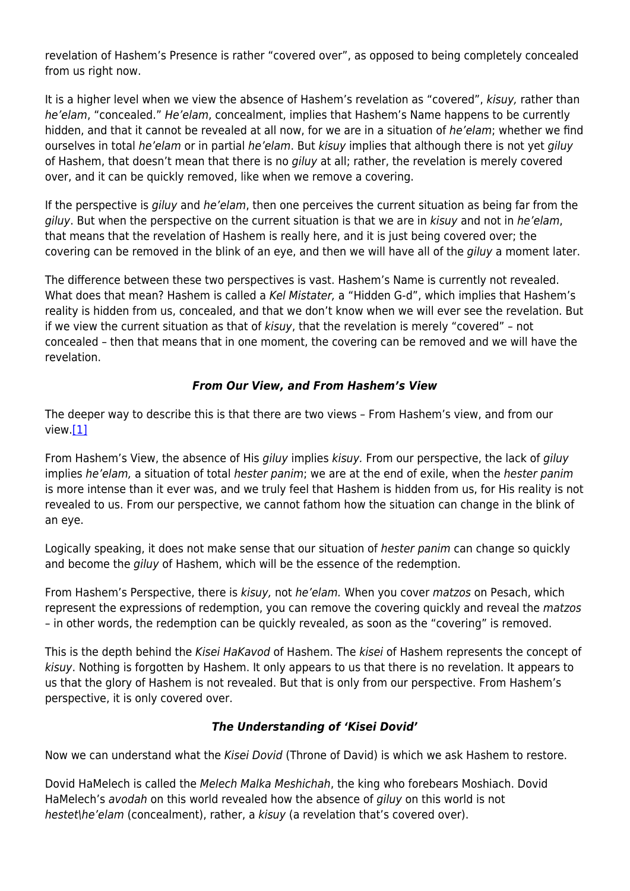revelation of Hashem's Presence is rather "covered over", as opposed to being completely concealed from us right now.

It is a higher level when we view the absence of Hashem's revelation as "covered", *kisuy,* rather than *he'elam*, "concealed." *He'elam*, concealment, implies that Hashem's Name happens to be currently hidden, and that it cannot be revealed at all now, for we are in a situation of *he'elam*; whether we find ourselves in total *he'elam* or in partial *he'elam*. But *kisuy* implies that although there is not yet *giluy* of Hashem, that doesn't mean that there is no *giluy* at all; rather, the revelation is merely covered over, and it can be quickly removed, like when we remove a covering.

If the perspective is *giluy* and *he'elam*, then one perceives the current situation as being far from the *giluy*. But when the perspective on the current situation is that we are in *kisuy* and not in *he'elam*, that means that the revelation of Hashem is really here, and it is just being covered over; the covering can be removed in the blink of an eye, and then we will have all of the *giluy* a moment later.

The difference between these two perspectives is vast. Hashem's Name is currently not revealed. What does that mean? Hashem is called a *Kel Mistater,* a "Hidden G-d", which implies that Hashem's reality is hidden from us, concealed, and that we don't know when we will ever see the revelation. But if we view the current situation as that of *kisuy*, that the revelation is merely "covered" – not concealed – then that means that in one moment, the covering can be removed and we will have the revelation.

### ***From Our View, and From Hashem's View***

The deeper way to describe this is that there are two views – From Hashem's view, and from our view.[1]

From Hashem's View, the absence of His *giluy* implies *kisuy.* From our perspective, the lack of *giluy* implies *he'elam,* a situation of total *hester panim*; we are at the end of exile, when the *hester panim* is more intense than it ever was, and we truly feel that Hashem is hidden from us, for His reality is not revealed to us. From our perspective, we cannot fathom how the situation can change in the blink of an eye.

Logically speaking, it does not make sense that our situation of *hester panim* can change so quickly and become the *giluy* of Hashem, which will be the essence of the redemption.

From Hashem's Perspective, there is *kisuy,* not *he'elam.* When you cover *matzos* on Pesach, which represent the expressions of redemption, you can remove the covering quickly and reveal the *matzos* – in other words, the redemption can be quickly revealed, as soon as the "covering" is removed.

This is the depth behind the *Kisei HaKavod* of Hashem. The *kisei* of Hashem represents the concept of *kisuy*. Nothing is forgotten by Hashem. It only appears to us that there is no revelation. It appears to us that the glory of Hashem is not revealed. But that is only from our perspective. From Hashem's perspective, it is only covered over.

### ***The Understanding of 'Kisei Dovid'***

Now we can understand what the *Kisei Dovid* (Throne of David) is which we ask Hashem to restore.

Dovid HaMelech is called the *Melech Malka Meshichah*, the king who forebears Moshiach. Dovid HaMelech's *avodah* on this world revealed how the absence of *giluy* on this world is not *hestet\he'elam* (concealment), rather, a *kisuy* (a revelation that's covered over).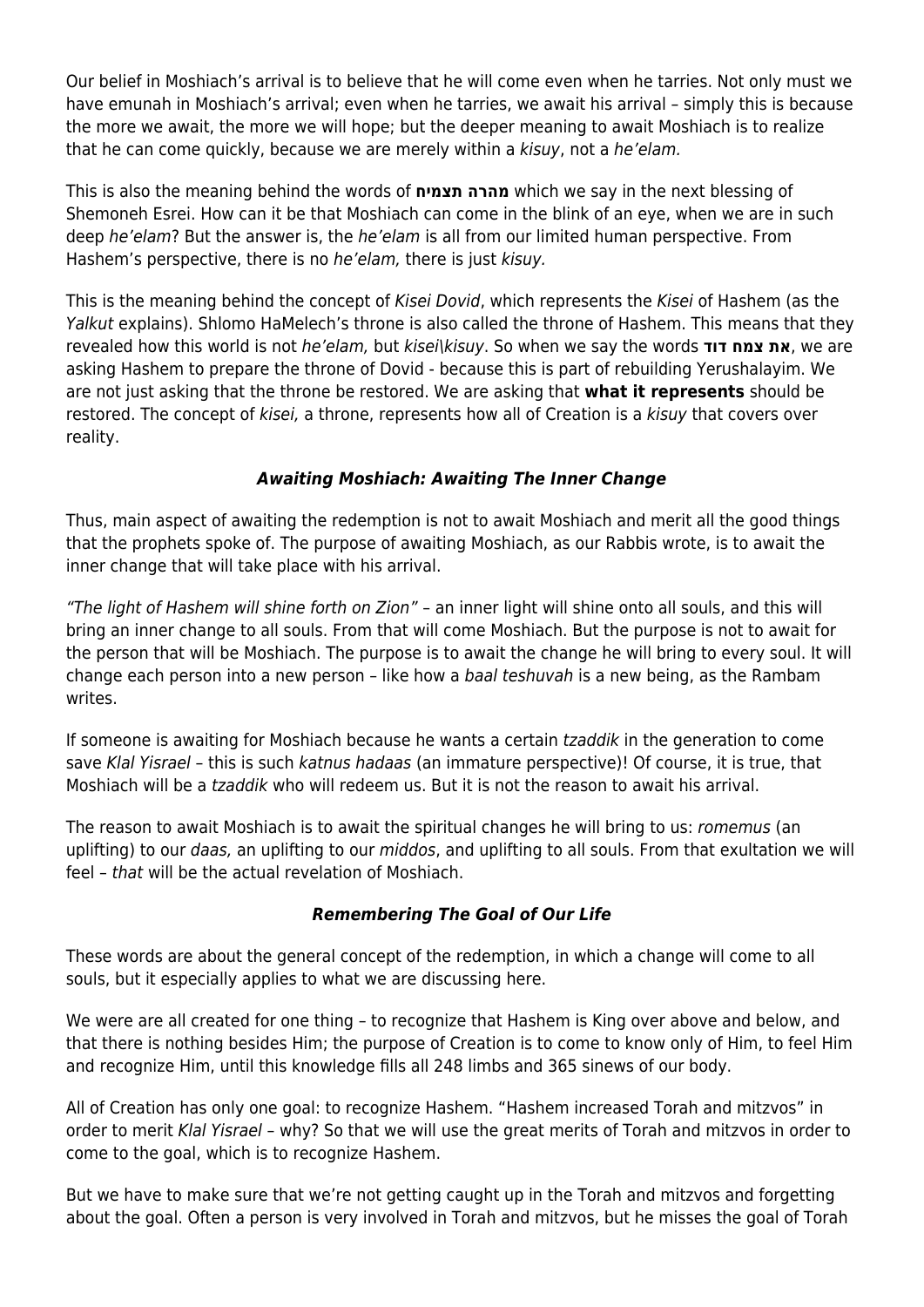Our belief in Moshiach's arrival is to believe that he will come even when he tarries. Not only must we have emunah in Moshiach's arrival; even when he tarries, we await his arrival – simply this is because the more we await, the more we will hope; but the deeper meaning to await Moshiach is to realize that he can come quickly, because we are merely within a *kisuy*, not a *he'elam.*

This is also the meaning behind the words of **מהרה תצמיח** which we say in the next blessing of Shemoneh Esrei. How can it be that Moshiach can come in the blink of an eye, when we are in such deep *he'elam*? But the answer is, the *he'elam* is all from our limited human perspective. From Hashem's perspective, there is no *he'elam,* there is just *kisuy.*

This is the meaning behind the concept of *Kisei Dovid*, which represents the *Kisei* of Hashem (as the *Yalkut* explains). Shlomo HaMelech's throne is also called the throne of Hashem. This means that they revealed how this world is not *he'elam,* but *kisei\kisuy*. So when we say the words **את צמח דוד**, we are asking Hashem to prepare the throne of Dovid - because this is part of rebuilding Yerushalayim. We are not just asking that the throne be restored. We are asking that **what it represents** should be restored. The concept of *kisei,* a throne, represents how all of Creation is a *kisuy* that covers over reality.

### *Awaiting Moshiach: Awaiting The Inner Change*

Thus, main aspect of awaiting the redemption is not to await Moshiach and merit all the good things that the prophets spoke of. The purpose of awaiting Moshiach, as our Rabbis wrote, is to await the inner change that will take place with his arrival.

*"The light of Hashem will shine forth on Zion"* – an inner light will shine onto all souls, and this will bring an inner change to all souls. From that will come Moshiach. But the purpose is not to await for the person that will be Moshiach. The purpose is to await the change he will bring to every soul. It will change each person into a new person – like how a *baal teshuvah* is a new being, as the Rambam writes.

If someone is awaiting for Moshiach because he wants a certain *tzaddik* in the generation to come save *Klal Yisrael* – this is such *katnus hadaas* (an immature perspective)! Of course, it is true, that Moshiach will be a *tzaddik* who will redeem us. But it is not the reason to await his arrival.

The reason to await Moshiach is to await the spiritual changes he will bring to us: *romemus* (an uplifting) to our *daas,* an uplifting to our *middos*, and uplifting to all souls. From that exultation we will feel – *that* will be the actual revelation of Moshiach.

### *Remembering The Goal of Our Life*

These words are about the general concept of the redemption, in which a change will come to all souls, but it especially applies to what we are discussing here.

We were are all created for one thing – to recognize that Hashem is King over above and below, and that there is nothing besides Him; the purpose of Creation is to come to know only of Him, to feel Him and recognize Him, until this knowledge fills all 248 limbs and 365 sinews of our body.

All of Creation has only one goal: to recognize Hashem. "Hashem increased Torah and mitzvos" in order to merit *Klal Yisrael* – why? So that we will use the great merits of Torah and mitzvos in order to come to the goal, which is to recognize Hashem.

But we have to make sure that we're not getting caught up in the Torah and mitzvos and forgetting about the goal. Often a person is very involved in Torah and mitzvos, but he misses the goal of Torah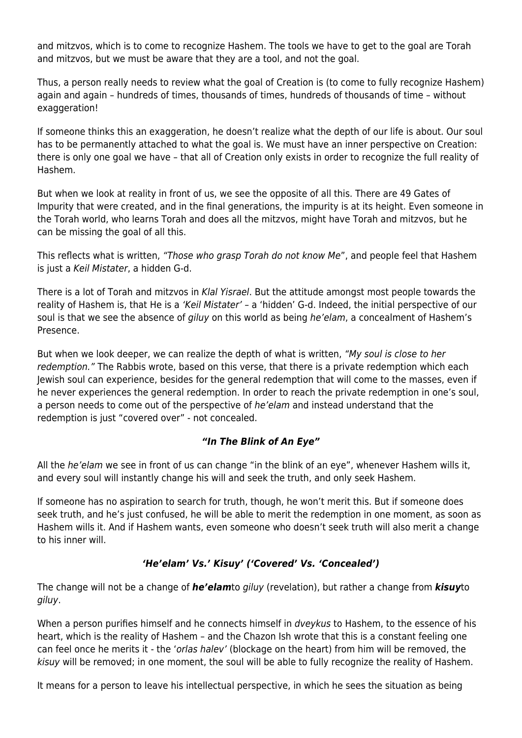and mitzvos, which is to come to recognize Hashem. The tools we have to get to the goal are Torah and mitzvos, but we must be aware that they are a tool, and not the goal.

Thus, a person really needs to review what the goal of Creation is (to come to fully recognize Hashem) again and again – hundreds of times, thousands of times, hundreds of thousands of time – without exaggeration!

If someone thinks this an exaggeration, he doesn't realize what the depth of our life is about. Our soul has to be permanently attached to what the goal is. We must have an inner perspective on Creation: there is only one goal we have – that all of Creation only exists in order to recognize the full reality of Hashem.

But when we look at reality in front of us, we see the opposite of all this. There are 49 Gates of Impurity that were created, and in the final generations, the impurity is at its height. Even someone in the Torah world, who learns Torah and does all the mitzvos, might have Torah and mitzvos, but he can be missing the goal of all this.

This reflects what is written, *"Those who grasp Torah do not know Me"*, and people feel that Hashem is just a *Keil Mistater*, a hidden G-d.

There is a lot of Torah and mitzvos in *Klal Yisrael*. But the attitude amongst most people towards the reality of Hashem is, that He is a *'Keil Mistater'* – a 'hidden' G-d. Indeed, the initial perspective of our soul is that we see the absence of *giluy* on this world as being *he'elam*, a concealment of Hashem's Presence.

But when we look deeper, we can realize the depth of what is written, *"My soul is close to her redemption."* The Rabbis wrote, based on this verse, that there is a private redemption which each Jewish soul can experience, besides for the general redemption that will come to the masses, even if he never experiences the general redemption. In order to reach the private redemption in one's soul, a person needs to come out of the perspective of *he'elam* and instead understand that the redemption is just "covered over" - not concealed.

### ***"In The Blink of An Eye"***

All the *he'elam* we see in front of us can change "in the blink of an eye", whenever Hashem wills it, and every soul will instantly change his will and seek the truth, and only seek Hashem.

If someone has no aspiration to search for truth, though, he won't merit this. But if someone does seek truth, and he's just confused, he will be able to merit the redemption in one moment, as soon as Hashem wills it. And if Hashem wants, even someone who doesn't seek truth will also merit a change to his inner will.

### ***'He'elam' Vs.' Kisuy' ('Covered' Vs. 'Concealed')***

The change will not be a change of ***he'elam***to *giluy* (revelation), but rather a change from ***kisuy***to *giluy*.

When a person purifies himself and he connects himself in *dveykus* to Hashem, to the essence of his heart, which is the reality of Hashem – and the Chazon Ish wrote that this is a constant feeling one can feel once he merits it - the '*orlas halev'* (blockage on the heart) from him will be removed, the *kisuy* will be removed; in one moment, the soul will be able to fully recognize the reality of Hashem.

It means for a person to leave his intellectual perspective, in which he sees the situation as being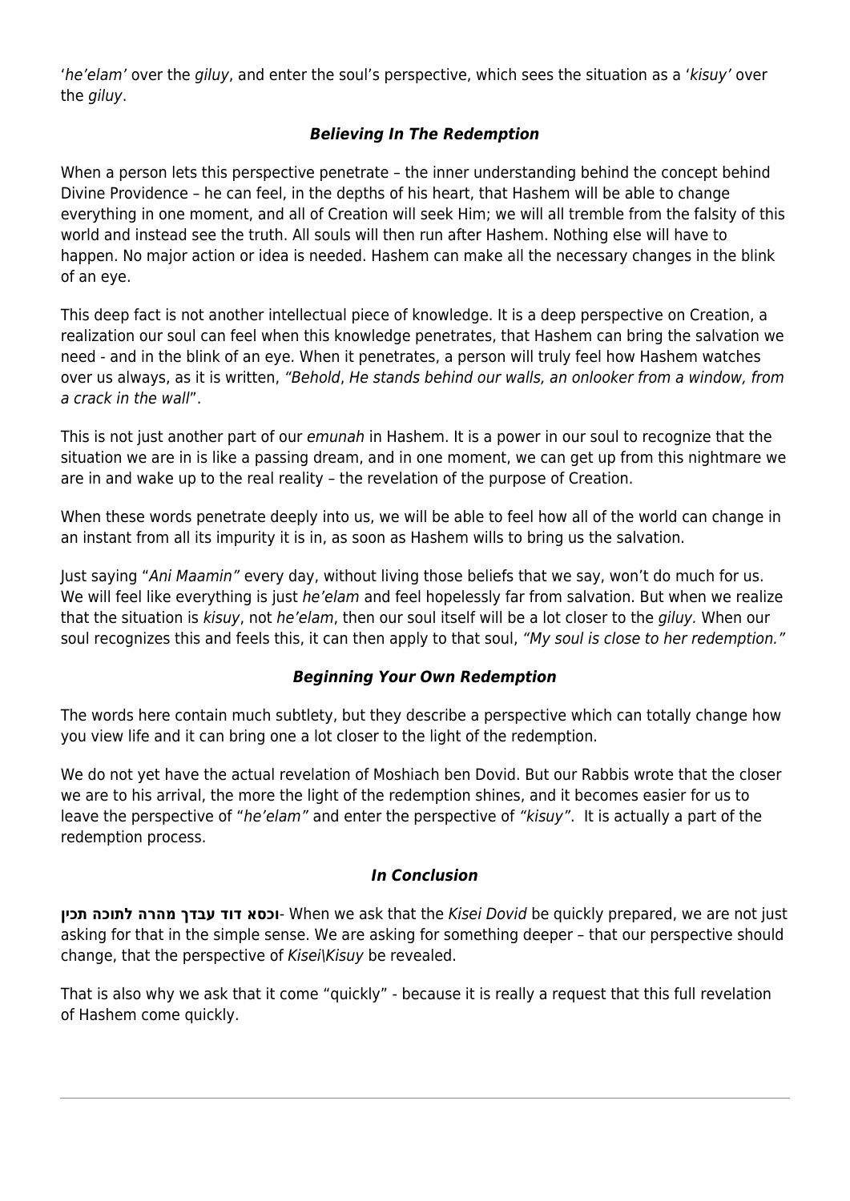'*he'elam'* over the *giluy*, and enter the soul's perspective, which sees the situation as a '*kisuy'* over the *giluy*.

### ***Believing In The Redemption***

When a person lets this perspective penetrate – the inner understanding behind the concept behind Divine Providence – he can feel, in the depths of his heart, that Hashem will be able to change everything in one moment, and all of Creation will seek Him; we will all tremble from the falsity of this world and instead see the truth. All souls will then run after Hashem. Nothing else will have to happen. No major action or idea is needed. Hashem can make all the necessary changes in the blink of an eye.

This deep fact is not another intellectual piece of knowledge. It is a deep perspective on Creation, a realization our soul can feel when this knowledge penetrates, that Hashem can bring the salvation we need - and in the blink of an eye. When it penetrates, a person will truly feel how Hashem watches over us always, as it is written, *"Behold, He stands behind our walls, an onlooker from a window, from a crack in the wall*".

This is not just another part of our *emunah* in Hashem. It is a power in our soul to recognize that the situation we are in is like a passing dream, and in one moment, we can get up from this nightmare we are in and wake up to the real reality – the revelation of the purpose of Creation.

When these words penetrate deeply into us, we will be able to feel how all of the world can change in an instant from all its impurity it is in, as soon as Hashem wills to bring us the salvation.

Just saying "*Ani Maamin"* every day, without living those beliefs that we say, won't do much for us. We will feel like everything is just *he'elam* and feel hopelessly far from salvation. But when we realize that the situation is *kisuy*, not *he'elam*, then our soul itself will be a lot closer to the *giluy*. When our soul recognizes this and feels this, it can then apply to that soul, *"My soul is close to her redemption."*

### ***Beginning Your Own Redemption***

The words here contain much subtlety, but they describe a perspective which can totally change how you view life and it can bring one a lot closer to the light of the redemption.

We do not yet have the actual revelation of Moshiach ben Dovid. But our Rabbis wrote that the closer we are to his arrival, the more the light of the redemption shines, and it becomes easier for us to leave the perspective of "*he'elam"* and enter the perspective of *"kisuy"*. It is actually a part of the redemption process.

### ***In Conclusion***

**וכסא דוד עבדך מהרה לתוכה תכין**- When we ask that the *Kisei Dovid* be quickly prepared, we are not just asking for that in the simple sense. We are asking for something deeper – that our perspective should change, that the perspective of *Kisei\Kisuy* be revealed.

That is also why we ask that it come "quickly" - because it is really a request that this full revelation of Hashem come quickly.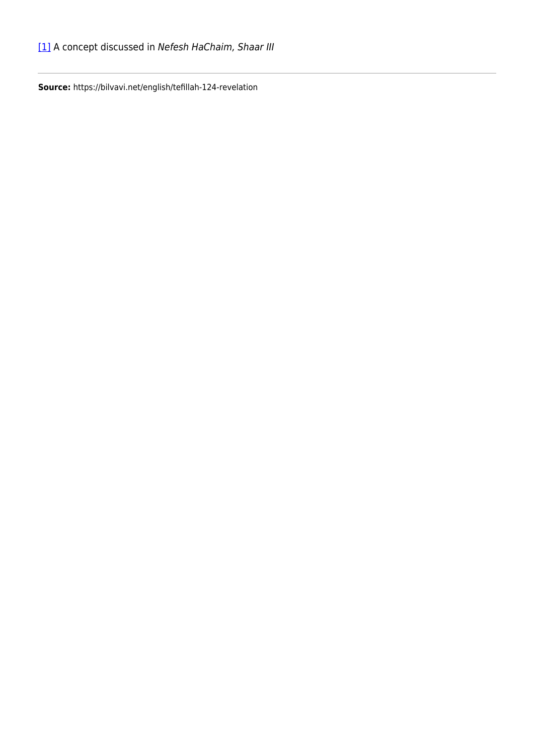[1] A concept discussed in *Nefesh HaChaim, Shaar III*

---

**Source:** https://bilvavi.net/english/tefillah-124-revelation